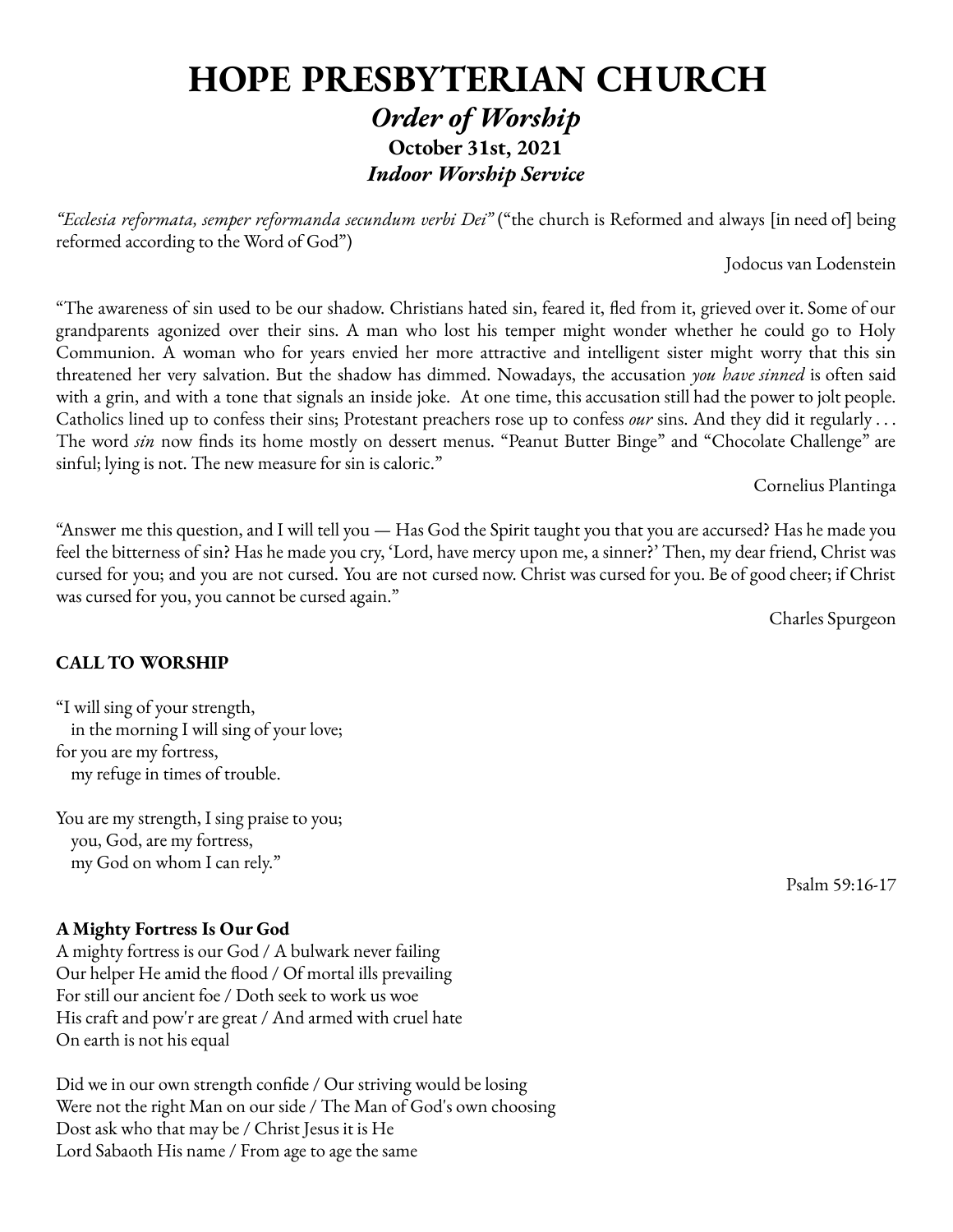# HOPE PRESBYTERIAN CHURCH

## *Order of Worship*

**October 31st, 2021**

***Indoor Worship Service***

*"Ecclesia reformata, semper reformanda secundum verbi Dei"* ("the church is Reformed and always [in need of] being reformed according to the Word of God")

Jodocus van Lodenstein

"The awareness of sin used to be our shadow. Christians hated sin, feared it, fled from it, grieved over it. Some of our grandparents agonized over their sins. A man who lost his temper might wonder whether he could go to Holy Communion. A woman who for years envied her more attractive and intelligent sister might worry that this sin threatened her very salvation. But the shadow has dimmed. Nowadays, the accusation *you have sinned* is often said with a grin, and with a tone that signals an inside joke. At one time, this accusation still had the power to jolt people. Catholics lined up to confess their sins; Protestant preachers rose up to confess *our* sins. And they did it regularly . . . The word *sin* now finds its home mostly on dessert menus. "Peanut Butter Binge" and "Chocolate Challenge" are sinful; lying is not. The new measure for sin is caloric."

Cornelius Plantinga

"Answer me this question, and I will tell you — Has God the Spirit taught you that you are accursed? Has he made you feel the bitterness of sin? Has he made you cry, 'Lord, have mercy upon me, a sinner?' Then, my dear friend, Christ was cursed for you; and you are not cursed. You are not cursed now. Christ was cursed for you. Be of good cheer; if Christ was cursed for you, you cannot be cursed again."

Charles Spurgeon

**CALL TO WORSHIP**

"I will sing of your strength,
in the morning I will sing of your love;
for you are my fortress,
my refuge in times of trouble.

You are my strength, I sing praise to you;
you, God, are my fortress,
my God on whom I can rely."

Psalm 59:16-17

**A Mighty Fortress Is Our God**

A mighty fortress is our God / A bulwark never failing
Our helper He amid the flood / Of mortal ills prevailing
For still our ancient foe / Doth seek to work us woe
His craft and pow'r are great / And armed with cruel hate
On earth is not his equal

Did we in our own strength confide / Our striving would be losing
Were not the right Man on our side / The Man of God's own choosing
Dost ask who that may be / Christ Jesus it is He
Lord Sabaoth His name / From age to age the same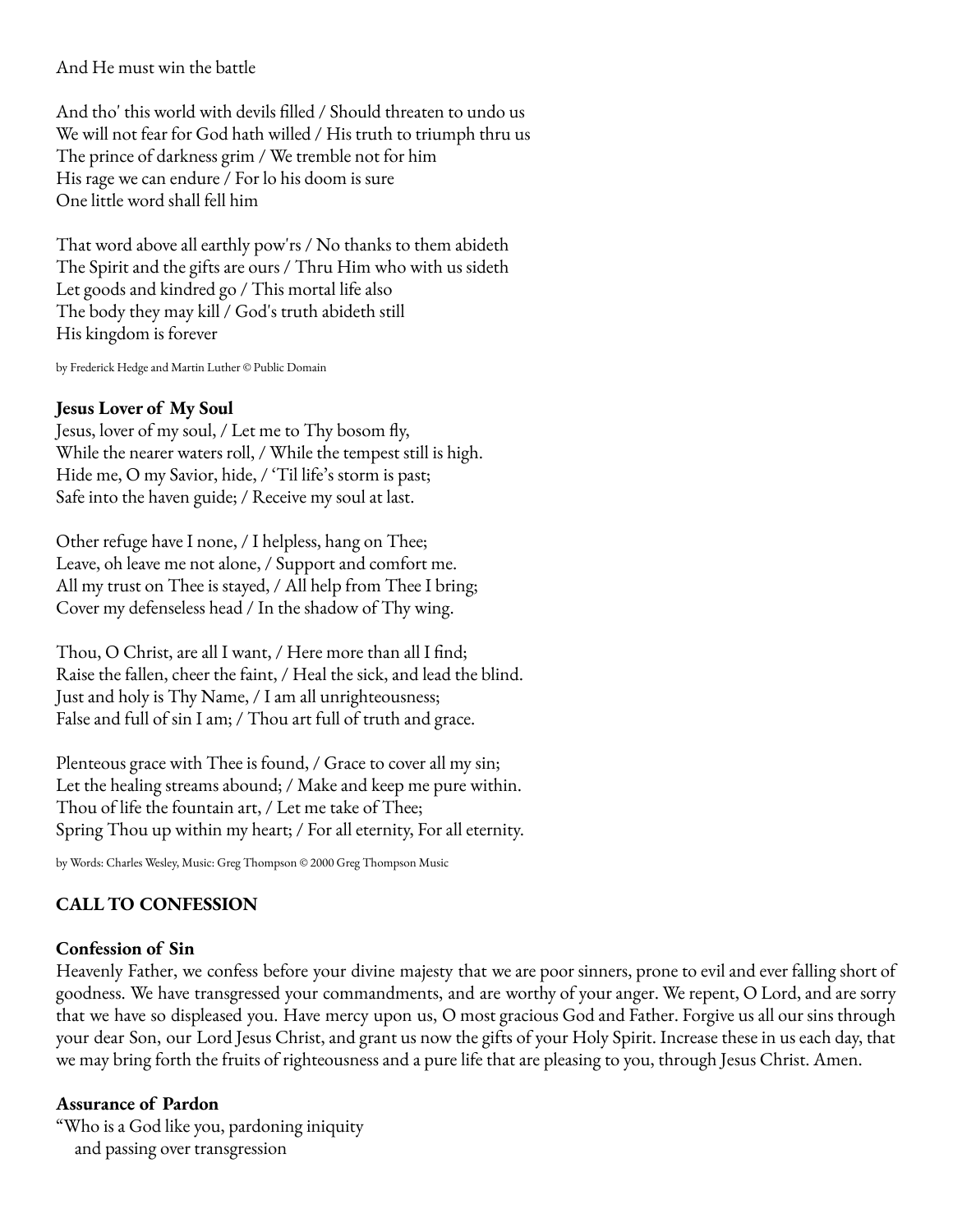And He must win the battle

And tho' this world with devils filled / Should threaten to undo us
We will not fear for God hath willed / His truth to triumph thru us
The prince of darkness grim / We tremble not for him
His rage we can endure / For lo his doom is sure
One little word shall fell him

That word above all earthly pow'rs / No thanks to them abideth
The Spirit and the gifts are ours / Thru Him who with us sideth
Let goods and kindred go / This mortal life also
The body they may kill / God's truth abideth still
His kingdom is forever

by Frederick Hedge and Martin Luther © Public Domain

**Jesus Lover of My Soul**
Jesus, lover of my soul, / Let me to Thy bosom fly,
While the nearer waters roll, / While the tempest still is high.
Hide me, O my Savior, hide, / 'Til life's storm is past;
Safe into the haven guide; / Receive my soul at last.

Other refuge have I none, / I helpless, hang on Thee;
Leave, oh leave me not alone, / Support and comfort me.
All my trust on Thee is stayed, / All help from Thee I bring;
Cover my defenseless head / In the shadow of Thy wing.

Thou, O Christ, are all I want, / Here more than all I find;
Raise the fallen, cheer the faint, / Heal the sick, and lead the blind.
Just and holy is Thy Name, / I am all unrighteousness;
False and full of sin I am; / Thou art full of truth and grace.

Plenteous grace with Thee is found, / Grace to cover all my sin;
Let the healing streams abound; / Make and keep me pure within.
Thou of life the fountain art, / Let me take of Thee;
Spring Thou up within my heart; / For all eternity, For all eternity.

by Words: Charles Wesley, Music: Greg Thompson © 2000 Greg Thompson Music

**CALL TO CONFESSION**

**Confession of Sin**
Heavenly Father, we confess before your divine majesty that we are poor sinners, prone to evil and ever falling short of goodness. We have transgressed your commandments, and are worthy of your anger. We repent, O Lord, and are sorry that we have so displeased you. Have mercy upon us, O most gracious God and Father. Forgive us all our sins through your dear Son, our Lord Jesus Christ, and grant us now the gifts of your Holy Spirit. Increase these in us each day, that we may bring forth the fruits of righteousness and a pure life that are pleasing to you, through Jesus Christ. Amen.

**Assurance of Pardon**
"Who is a God like you, pardoning iniquity
and passing over transgression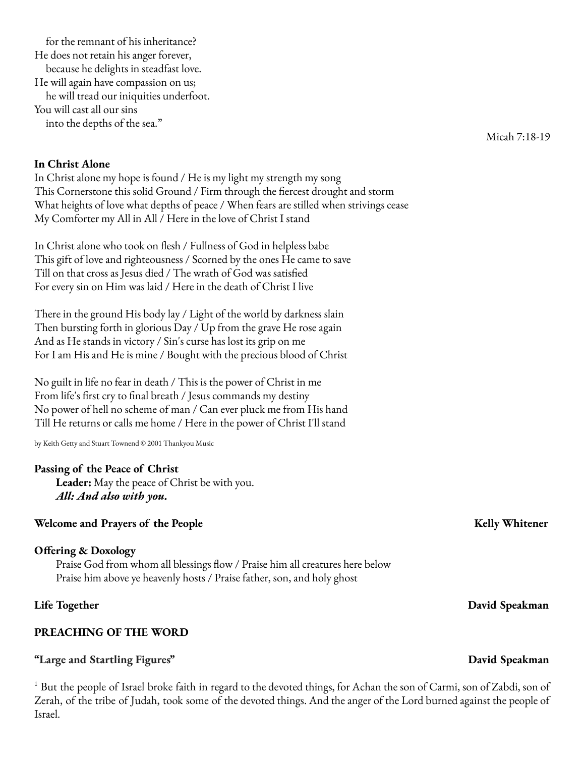for the remnant of his inheritance?  
He does not retain his anger forever,  
because he delights in steadfast love.  
He will again have compassion on us;  
he will tread our iniquities underfoot.  
You will cast all our sins  
into the depths of the sea."

Micah 7:18-19

**In Christ Alone**

In Christ alone my hope is found / He is my light my strength my song  
This Cornerstone this solid Ground / Firm through the fiercest drought and storm  
What heights of love what depths of peace / When fears are stilled when strivings cease  
My Comforter my All in All / Here in the love of Christ I stand

In Christ alone who took on flesh / Fullness of God in helpless babe  
This gift of love and righteousness / Scorned by the ones He came to save  
Till on that cross as Jesus died / The wrath of God was satisfied  
For every sin on Him was laid / Here in the death of Christ I live

There in the ground His body lay / Light of the world by darkness slain  
Then bursting forth in glorious Day / Up from the grave He rose again  
And as He stands in victory / Sin's curse has lost its grip on me  
For I am His and He is mine / Bought with the precious blood of Christ

No guilt in life no fear in death / This is the power of Christ in me  
From life's first cry to final breath / Jesus commands my destiny  
No power of hell no scheme of man / Can ever pluck me from His hand  
Till He returns or calls me home / Here in the power of Christ I'll stand

by Keith Getty and Stuart Townend © 2001 Thankyou Music

**Passing of the Peace of Christ**

**Leader:** May the peace of Christ be with you.  
***All: And also with you.***

**Welcome and Prayers of the People** — **Kelly Whitener**

**Offering & Doxology**

Praise God from whom all blessings flow / Praise him all creatures here below  
Praise him above ye heavenly hosts / Praise father, son, and holy ghost

**Life Together** — **David Speakman**

**PREACHING OF THE WORD**

**"Large and Startling Figures"** — **David Speakman**

[1] But the people of Israel broke faith in regard to the devoted things, for Achan the son of Carmi, son of Zabdi, son of Zerah, of the tribe of Judah, took some of the devoted things. And the anger of the Lord burned against the people of Israel.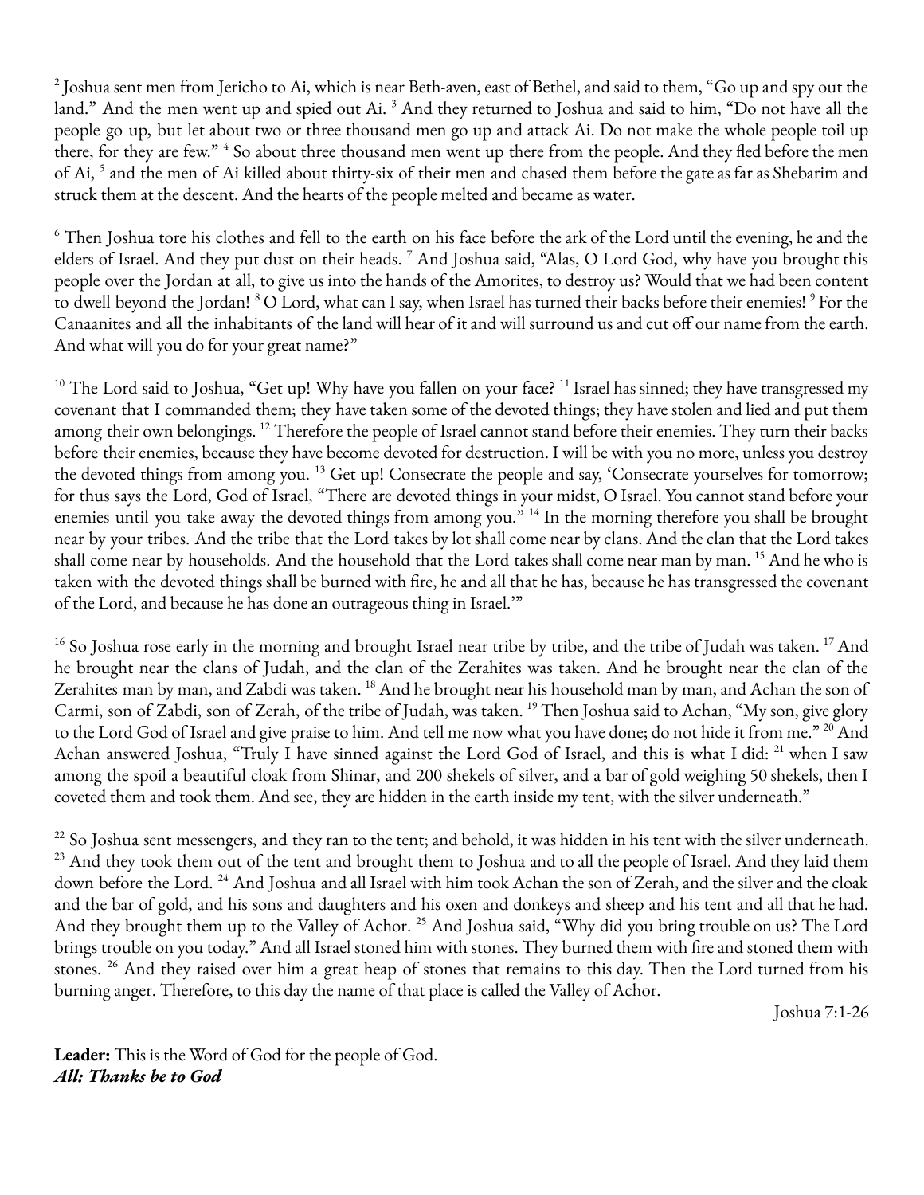[2] Joshua sent men from Jericho to Ai, which is near Beth-aven, east of Bethel, and said to them, "Go up and spy out the land." And the men went up and spied out Ai. [3] And they returned to Joshua and said to him, "Do not have all the people go up, but let about two or three thousand men go up and attack Ai. Do not make the whole people toil up there, for they are few." [4] So about three thousand men went up there from the people. And they fled before the men of Ai, [5] and the men of Ai killed about thirty-six of their men and chased them before the gate as far as Shebarim and struck them at the descent. And the hearts of the people melted and became as water.

[6] Then Joshua tore his clothes and fell to the earth on his face before the ark of the Lord until the evening, he and the elders of Israel. And they put dust on their heads. [7] And Joshua said, "Alas, O Lord God, why have you brought this people over the Jordan at all, to give us into the hands of the Amorites, to destroy us? Would that we had been content to dwell beyond the Jordan! [8] O Lord, what can I say, when Israel has turned their backs before their enemies! [9] For the Canaanites and all the inhabitants of the land will hear of it and will surround us and cut off our name from the earth. And what will you do for your great name?"

[10] The Lord said to Joshua, "Get up! Why have you fallen on your face? [11] Israel has sinned; they have transgressed my covenant that I commanded them; they have taken some of the devoted things; they have stolen and lied and put them among their own belongings. [12] Therefore the people of Israel cannot stand before their enemies. They turn their backs before their enemies, because they have become devoted for destruction. I will be with you no more, unless you destroy the devoted things from among you. [13] Get up! Consecrate the people and say, 'Consecrate yourselves for tomorrow; for thus says the Lord, God of Israel, "There are devoted things in your midst, O Israel. You cannot stand before your enemies until you take away the devoted things from among you." [14] In the morning therefore you shall be brought near by your tribes. And the tribe that the Lord takes by lot shall come near by clans. And the clan that the Lord takes shall come near by households. And the household that the Lord takes shall come near man by man. [15] And he who is taken with the devoted things shall be burned with fire, he and all that he has, because he has transgressed the covenant of the Lord, and because he has done an outrageous thing in Israel.'"

[16] So Joshua rose early in the morning and brought Israel near tribe by tribe, and the tribe of Judah was taken. [17] And he brought near the clans of Judah, and the clan of the Zerahites was taken. And he brought near the clan of the Zerahites man by man, and Zabdi was taken. [18] And he brought near his household man by man, and Achan the son of Carmi, son of Zabdi, son of Zerah, of the tribe of Judah, was taken. [19] Then Joshua said to Achan, "My son, give glory to the Lord God of Israel and give praise to him. And tell me now what you have done; do not hide it from me." [20] And Achan answered Joshua, "Truly I have sinned against the Lord God of Israel, and this is what I did: [21] when I saw among the spoil a beautiful cloak from Shinar, and 200 shekels of silver, and a bar of gold weighing 50 shekels, then I coveted them and took them. And see, they are hidden in the earth inside my tent, with the silver underneath."

[22] So Joshua sent messengers, and they ran to the tent; and behold, it was hidden in his tent with the silver underneath. [23] And they took them out of the tent and brought them to Joshua and to all the people of Israel. And they laid them down before the Lord. [24] And Joshua and all Israel with him took Achan the son of Zerah, and the silver and the cloak and the bar of gold, and his sons and daughters and his oxen and donkeys and sheep and his tent and all that he had. And they brought them up to the Valley of Achor. [25] And Joshua said, "Why did you bring trouble on us? The Lord brings trouble on you today." And all Israel stoned him with stones. They burned them with fire and stoned them with stones. [26] And they raised over him a great heap of stones that remains to this day. Then the Lord turned from his burning anger. Therefore, to this day the name of that place is called the Valley of Achor.

Joshua 7:1-26

**Leader:** This is the Word of God for the people of God.
***All: Thanks be to God***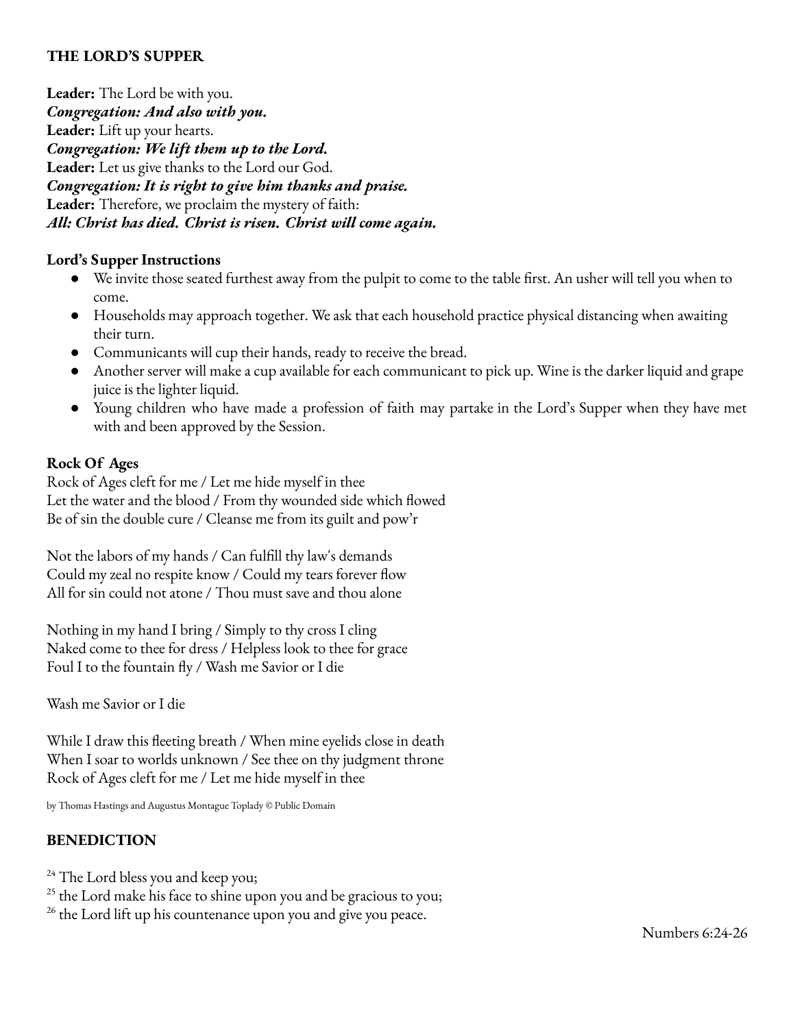## THE LORD'S SUPPER

**Leader:** The Lord be with you.
***Congregation: And also with you.***
**Leader:** Lift up your hearts.
***Congregation: We lift them up to the Lord.***
**Leader:** Let us give thanks to the Lord our God.
***Congregation: It is right to give him thanks and praise.***
**Leader:** Therefore, we proclaim the mystery of faith:
***All: Christ has died. Christ is risen. Christ will come again.***

### Lord's Supper Instructions

- We invite those seated furthest away from the pulpit to come to the table first. An usher will tell you when to come.
- Households may approach together. We ask that each household practice physical distancing when awaiting their turn.
- Communicants will cup their hands, ready to receive the bread.
- Another server will make a cup available for each communicant to pick up. Wine is the darker liquid and grape juice is the lighter liquid.
- Young children who have made a profession of faith may partake in the Lord's Supper when they have met with and been approved by the Session.

### Rock Of Ages

Rock of Ages cleft for me / Let me hide myself in thee
Let the water and the blood / From thy wounded side which flowed
Be of sin the double cure / Cleanse me from its guilt and pow'r

Not the labors of my hands / Can fulfill thy law's demands
Could my zeal no respite know / Could my tears forever flow
All for sin could not atone / Thou must save and thou alone

Nothing in my hand I bring / Simply to thy cross I cling
Naked come to thee for dress / Helpless look to thee for grace
Foul I to the fountain fly / Wash me Savior or I die

Wash me Savior or I die

While I draw this fleeting breath / When mine eyelids close in death
When I soar to worlds unknown / See thee on thy judgment throne
Rock of Ages cleft for me / Let me hide myself in thee

by Thomas Hastings and Augustus Montague Toplady © Public Domain

## BENEDICTION

[24] The Lord bless you and keep you;
[25] the Lord make his face to shine upon you and be gracious to you;
[26] the Lord lift up his countenance upon you and give you peace.

Numbers 6:24-26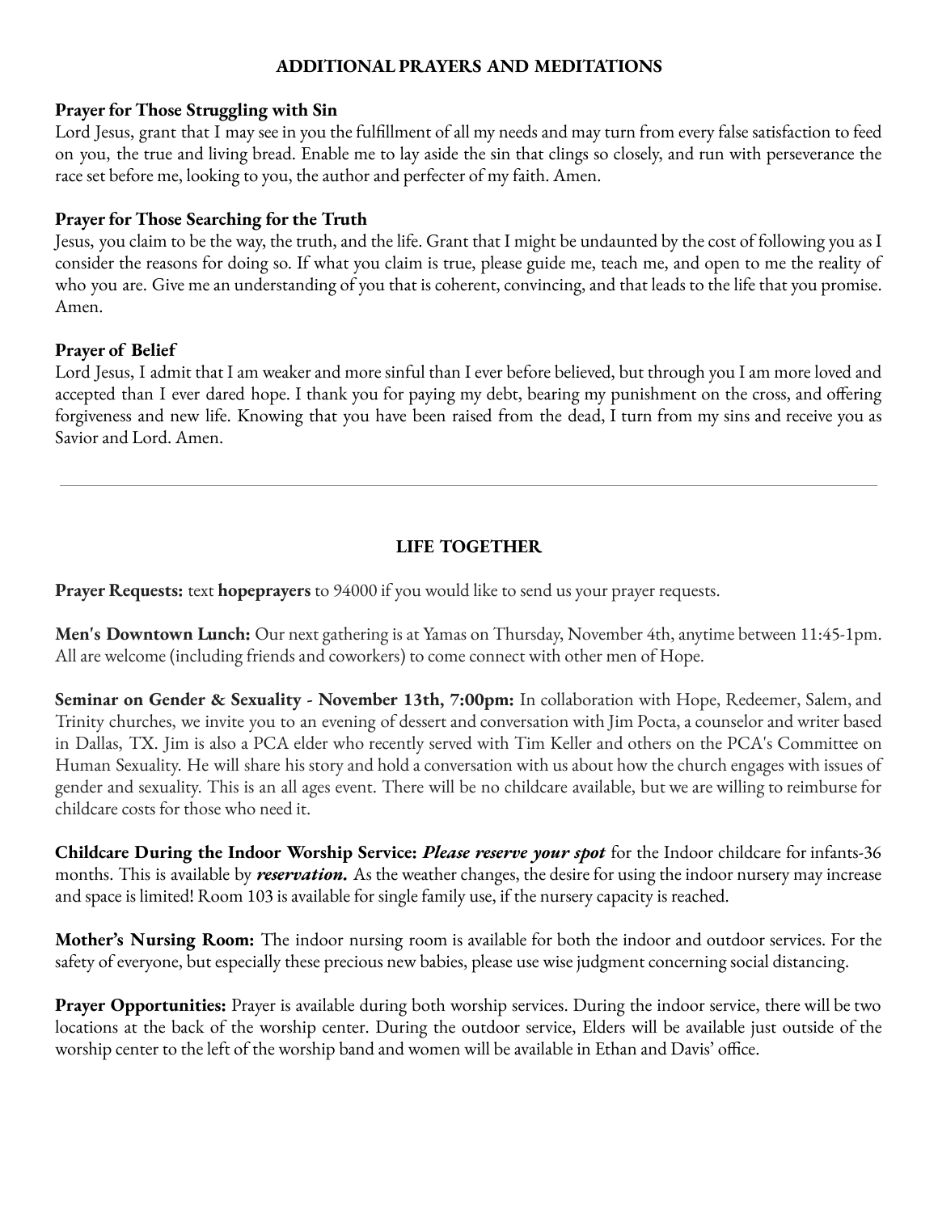## ADDITIONAL PRAYERS AND MEDITATIONS

**Prayer for Those Struggling with Sin**
Lord Jesus, grant that I may see in you the fulfillment of all my needs and may turn from every false satisfaction to feed on you, the true and living bread. Enable me to lay aside the sin that clings so closely, and run with perseverance the race set before me, looking to you, the author and perfecter of my faith. Amen.

**Prayer for Those Searching for the Truth**
Jesus, you claim to be the way, the truth, and the life. Grant that I might be undaunted by the cost of following you as I consider the reasons for doing so. If what you claim is true, please guide me, teach me, and open to me the reality of who you are. Give me an understanding of you that is coherent, convincing, and that leads to the life that you promise. Amen.

**Prayer of Belief**
Lord Jesus, I admit that I am weaker and more sinful than I ever before believed, but through you I am more loved and accepted than I ever dared hope. I thank you for paying my debt, bearing my punishment on the cross, and offering forgiveness and new life. Knowing that you have been raised from the dead, I turn from my sins and receive you as Savior and Lord. Amen.

---

## LIFE TOGETHER

**Prayer Requests:** text **hopeprayers** to 94000 if you would like to send us your prayer requests.

**Men's Downtown Lunch:** Our next gathering is at Yamas on Thursday, November 4th, anytime between 11:45-1pm. All are welcome (including friends and coworkers) to come connect with other men of Hope.

**Seminar on Gender & Sexuality - November 13th, 7:00pm:** In collaboration with Hope, Redeemer, Salem, and Trinity churches, we invite you to an evening of dessert and conversation with Jim Pocta, a counselor and writer based in Dallas, TX. Jim is also a PCA elder who recently served with Tim Keller and others on the PCA's Committee on Human Sexuality. He will share his story and hold a conversation with us about how the church engages with issues of gender and sexuality. This is an all ages event. There will be no childcare available, but we are willing to reimburse for childcare costs for those who need it.

**Childcare During the Indoor Worship Service:** ***Please reserve your spot*** for the Indoor childcare for infants-36 months. This is available by ***reservation.*** As the weather changes, the desire for using the indoor nursery may increase and space is limited! Room 103 is available for single family use, if the nursery capacity is reached.

**Mother's Nursing Room:** The indoor nursing room is available for both the indoor and outdoor services. For the safety of everyone, but especially these precious new babies, please use wise judgment concerning social distancing.

**Prayer Opportunities:** Prayer is available during both worship services. During the indoor service, there will be two locations at the back of the worship center. During the outdoor service, Elders will be available just outside of the worship center to the left of the worship band and women will be available in Ethan and Davis' office.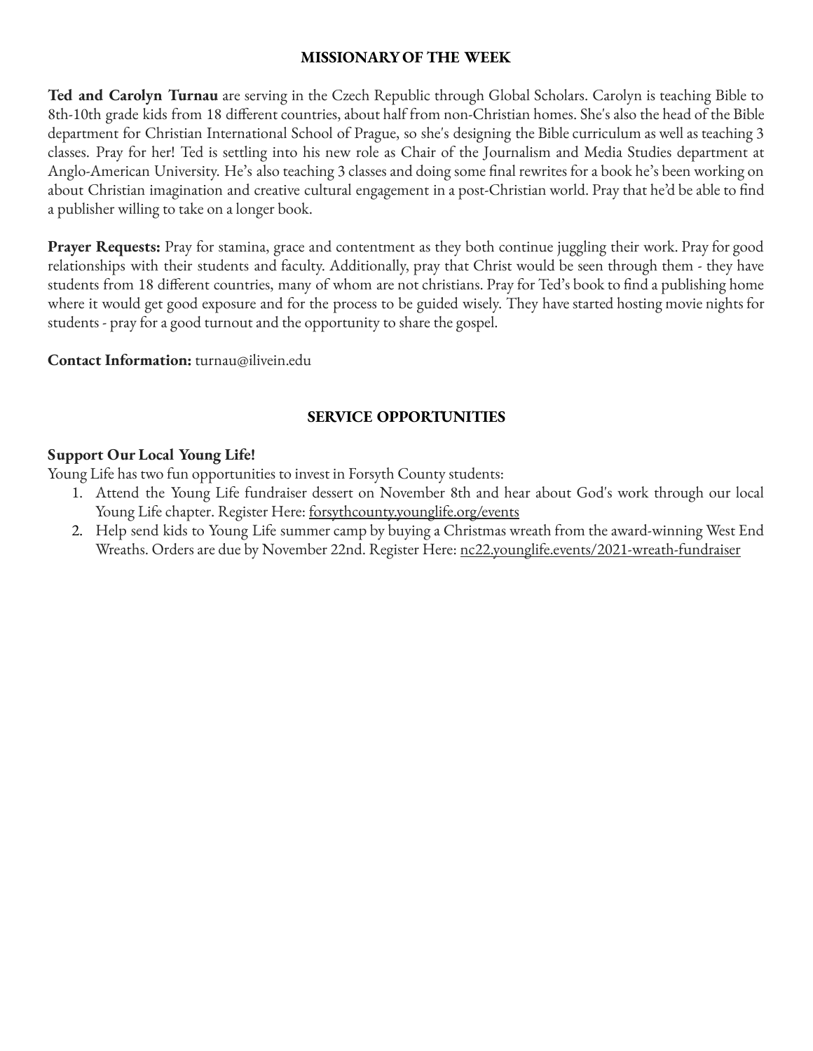## MISSIONARY OF THE WEEK

**Ted and Carolyn Turnau** are serving in the Czech Republic through Global Scholars. Carolyn is teaching Bible to 8th-10th grade kids from 18 different countries, about half from non-Christian homes. She's also the head of the Bible department for Christian International School of Prague, so she's designing the Bible curriculum as well as teaching 3 classes. Pray for her! Ted is settling into his new role as Chair of the Journalism and Media Studies department at Anglo-American University. He's also teaching 3 classes and doing some final rewrites for a book he's been working on about Christian imagination and creative cultural engagement in a post-Christian world. Pray that he'd be able to find a publisher willing to take on a longer book.

**Prayer Requests:** Pray for stamina, grace and contentment as they both continue juggling their work. Pray for good relationships with their students and faculty. Additionally, pray that Christ would be seen through them - they have students from 18 different countries, many of whom are not christians. Pray for Ted's book to find a publishing home where it would get good exposure and for the process to be guided wisely. They have started hosting movie nights for students - pray for a good turnout and the opportunity to share the gospel.

**Contact Information:** turnau@ilivein.edu

## SERVICE OPPORTUNITIES

**Support Our Local Young Life!**

Young Life has two fun opportunities to invest in Forsyth County students:

1. Attend the Young Life fundraiser dessert on November 8th and hear about God's work through our local Young Life chapter. Register Here: forsythcounty.younglife.org/events
2. Help send kids to Young Life summer camp by buying a Christmas wreath from the award-winning West End Wreaths. Orders are due by November 22nd. Register Here: nc22.younglife.events/2021-wreath-fundraiser